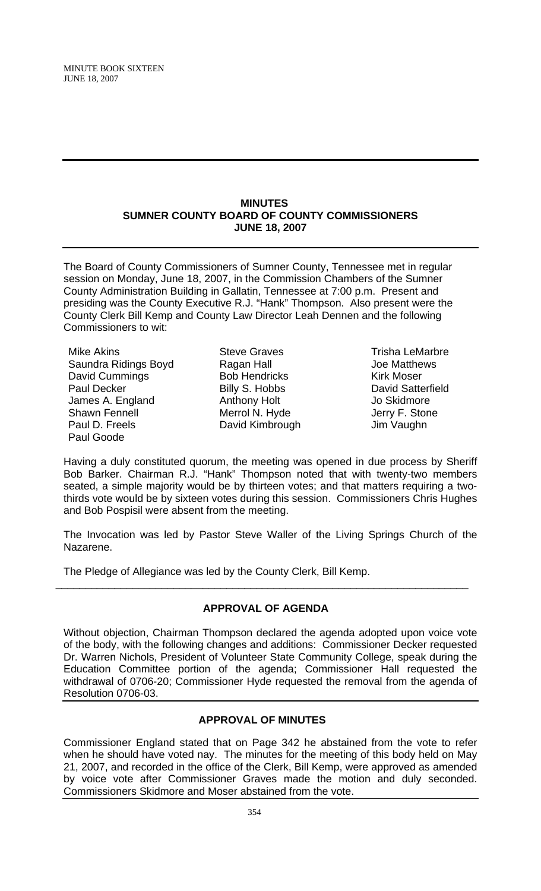## MINUTES
## SUMNER COUNTY BOARD OF COUNTY COMMISSIONERS
## JUNE 18, 2007

The Board of County Commissioners of Sumner County, Tennessee met in regular session on Monday, June 18, 2007, in the Commission Chambers of the Sumner County Administration Building in Gallatin, Tennessee at 7:00 p.m. Present and presiding was the County Executive R.J. "Hank" Thompson. Also present were the County Clerk Bill Kemp and County Law Director Leah Dennen and the following Commissioners to wit:

| | | |
|---|---|---|
| Mike Akins | Steve Graves | Trisha LeMarbre |
| Saundra Ridings Boyd | Ragan Hall | Joe Matthews |
| David Cummings | Bob Hendricks | Kirk Moser |
| Paul Decker | Billy S. Hobbs | David Satterfield |
| James A. England | Anthony Holt | Jo Skidmore |
| Shawn Fennell | Merrol N. Hyde | Jerry F. Stone |
| Paul D. Freels | David Kimbrough | Jim Vaughn |
| Paul Goode | | |

Having a duly constituted quorum, the meeting was opened in due process by Sheriff Bob Barker. Chairman R.J. "Hank" Thompson noted that with twenty-two members seated, a simple majority would be by thirteen votes; and that matters requiring a two-thirds vote would be by sixteen votes during this session. Commissioners Chris Hughes and Bob Pospisil were absent from the meeting.

The Invocation was led by Pastor Steve Waller of the Living Springs Church of the Nazarene.

The Pledge of Allegiance was led by the County Clerk, Bill Kemp.

---

### APPROVAL OF AGENDA

Without objection, Chairman Thompson declared the agenda adopted upon voice vote of the body, with the following changes and additions: Commissioner Decker requested Dr. Warren Nichols, President of Volunteer State Community College, speak during the Education Committee portion of the agenda; Commissioner Hall requested the withdrawal of 0706-20; Commissioner Hyde requested the removal from the agenda of Resolution 0706-03.

### APPROVAL OF MINUTES

Commissioner England stated that on Page 342 he abstained from the vote to refer when he should have voted nay. The minutes for the meeting of this body held on May 21, 2007, and recorded in the office of the Clerk, Bill Kemp, were approved as amended by voice vote after Commissioner Graves made the motion and duly seconded. Commissioners Skidmore and Moser abstained from the vote.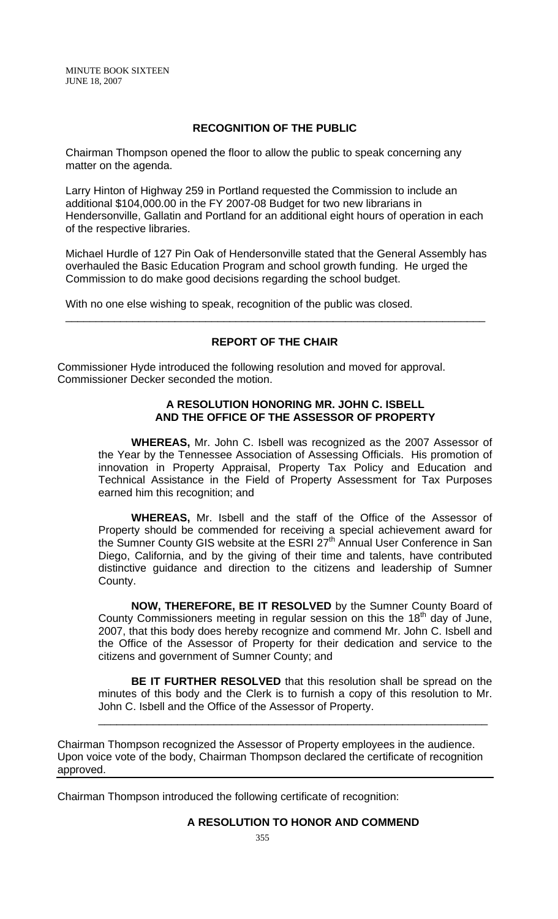## RECOGNITION OF THE PUBLIC

Chairman Thompson opened the floor to allow the public to speak concerning any matter on the agenda.

Larry Hinton of Highway 259 in Portland requested the Commission to include an additional $104,000.00 in the FY 2007-08 Budget for two new librarians in Hendersonville, Gallatin and Portland for an additional eight hours of operation in each of the respective libraries.

Michael Hurdle of 127 Pin Oak of Hendersonville stated that the General Assembly has overhauled the Basic Education Program and school growth funding. He urged the Commission to do make good decisions regarding the school budget.

With no one else wishing to speak, recognition of the public was closed.

---

## REPORT OF THE CHAIR

Commissioner Hyde introduced the following resolution and moved for approval. Commissioner Decker seconded the motion.

### A RESOLUTION HONORING MR. JOHN C. ISBELL AND THE OFFICE OF THE ASSESSOR OF PROPERTY

**WHEREAS,** Mr. John C. Isbell was recognized as the 2007 Assessor of the Year by the Tennessee Association of Assessing Officials. His promotion of innovation in Property Appraisal, Property Tax Policy and Education and Technical Assistance in the Field of Property Assessment for Tax Purposes earned him this recognition; and

**WHEREAS,** Mr. Isbell and the staff of the Office of the Assessor of Property should be commended for receiving a special achievement award for the Sumner County GIS website at the ESRI 27th Annual User Conference in San Diego, California, and by the giving of their time and talents, have contributed distinctive guidance and direction to the citizens and leadership of Sumner County.

**NOW, THEREFORE, BE IT RESOLVED** by the Sumner County Board of County Commissioners meeting in regular session on this the 18th day of June, 2007, that this body does hereby recognize and commend Mr. John C. Isbell and the Office of the Assessor of Property for their dedication and service to the citizens and government of Sumner County; and

**BE IT FURTHER RESOLVED** that this resolution shall be spread on the minutes of this body and the Clerk is to furnish a copy of this resolution to Mr. John C. Isbell and the Office of the Assessor of Property.

---

Chairman Thompson recognized the Assessor of Property employees in the audience. Upon voice vote of the body, Chairman Thompson declared the certificate of recognition approved.

---

Chairman Thompson introduced the following certificate of recognition:

### A RESOLUTION TO HONOR AND COMMEND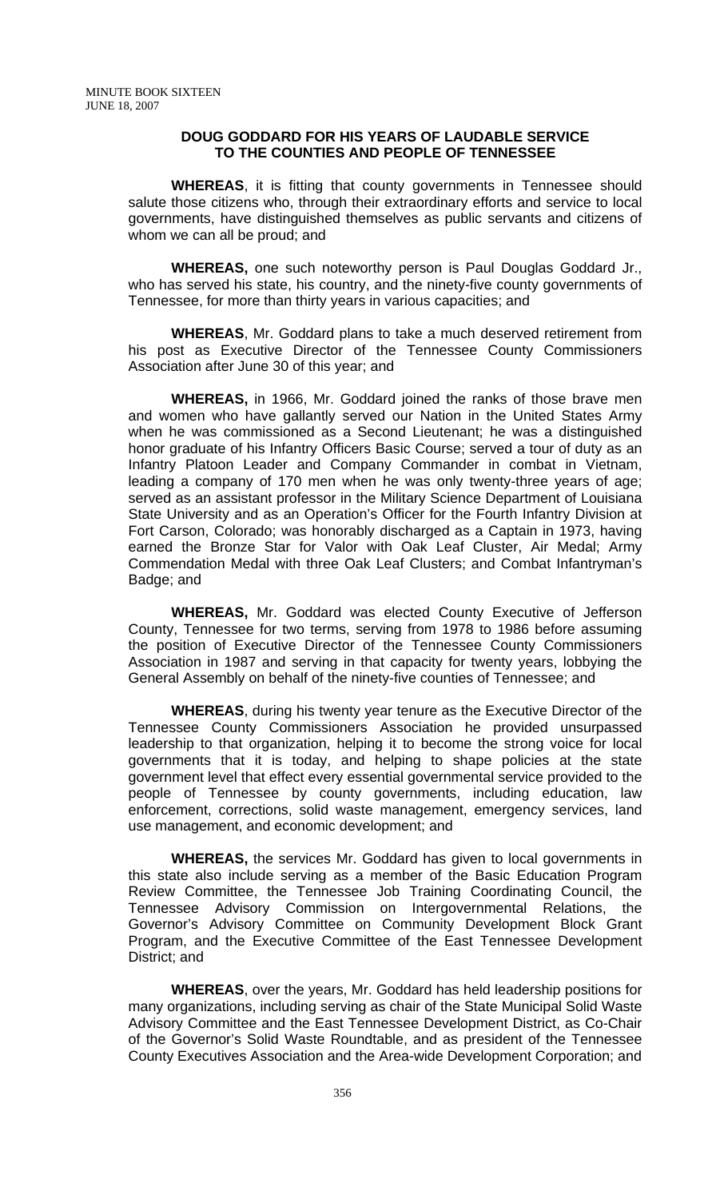## DOUG GODDARD FOR HIS YEARS OF LAUDABLE SERVICE TO THE COUNTIES AND PEOPLE OF TENNESSEE

**WHEREAS**, it is fitting that county governments in Tennessee should salute those citizens who, through their extraordinary efforts and service to local governments, have distinguished themselves as public servants and citizens of whom we can all be proud; and

**WHEREAS,** one such noteworthy person is Paul Douglas Goddard Jr., who has served his state, his country, and the ninety-five county governments of Tennessee, for more than thirty years in various capacities; and

**WHEREAS**, Mr. Goddard plans to take a much deserved retirement from his post as Executive Director of the Tennessee County Commissioners Association after June 30 of this year; and

**WHEREAS,** in 1966, Mr. Goddard joined the ranks of those brave men and women who have gallantly served our Nation in the United States Army when he was commissioned as a Second Lieutenant; he was a distinguished honor graduate of his Infantry Officers Basic Course; served a tour of duty as an Infantry Platoon Leader and Company Commander in combat in Vietnam, leading a company of 170 men when he was only twenty-three years of age; served as an assistant professor in the Military Science Department of Louisiana State University and as an Operation's Officer for the Fourth Infantry Division at Fort Carson, Colorado; was honorably discharged as a Captain in 1973, having earned the Bronze Star for Valor with Oak Leaf Cluster, Air Medal; Army Commendation Medal with three Oak Leaf Clusters; and Combat Infantryman's Badge; and

**WHEREAS,** Mr. Goddard was elected County Executive of Jefferson County, Tennessee for two terms, serving from 1978 to 1986 before assuming the position of Executive Director of the Tennessee County Commissioners Association in 1987 and serving in that capacity for twenty years, lobbying the General Assembly on behalf of the ninety-five counties of Tennessee; and

**WHEREAS**, during his twenty year tenure as the Executive Director of the Tennessee County Commissioners Association he provided unsurpassed leadership to that organization, helping it to become the strong voice for local governments that it is today, and helping to shape policies at the state government level that effect every essential governmental service provided to the people of Tennessee by county governments, including education, law enforcement, corrections, solid waste management, emergency services, land use management, and economic development; and

**WHEREAS,** the services Mr. Goddard has given to local governments in this state also include serving as a member of the Basic Education Program Review Committee, the Tennessee Job Training Coordinating Council, the Tennessee Advisory Commission on Intergovernmental Relations, the Governor's Advisory Committee on Community Development Block Grant Program, and the Executive Committee of the East Tennessee Development District; and

**WHEREAS**, over the years, Mr. Goddard has held leadership positions for many organizations, including serving as chair of the State Municipal Solid Waste Advisory Committee and the East Tennessee Development District, as Co-Chair of the Governor's Solid Waste Roundtable, and as president of the Tennessee County Executives Association and the Area-wide Development Corporation; and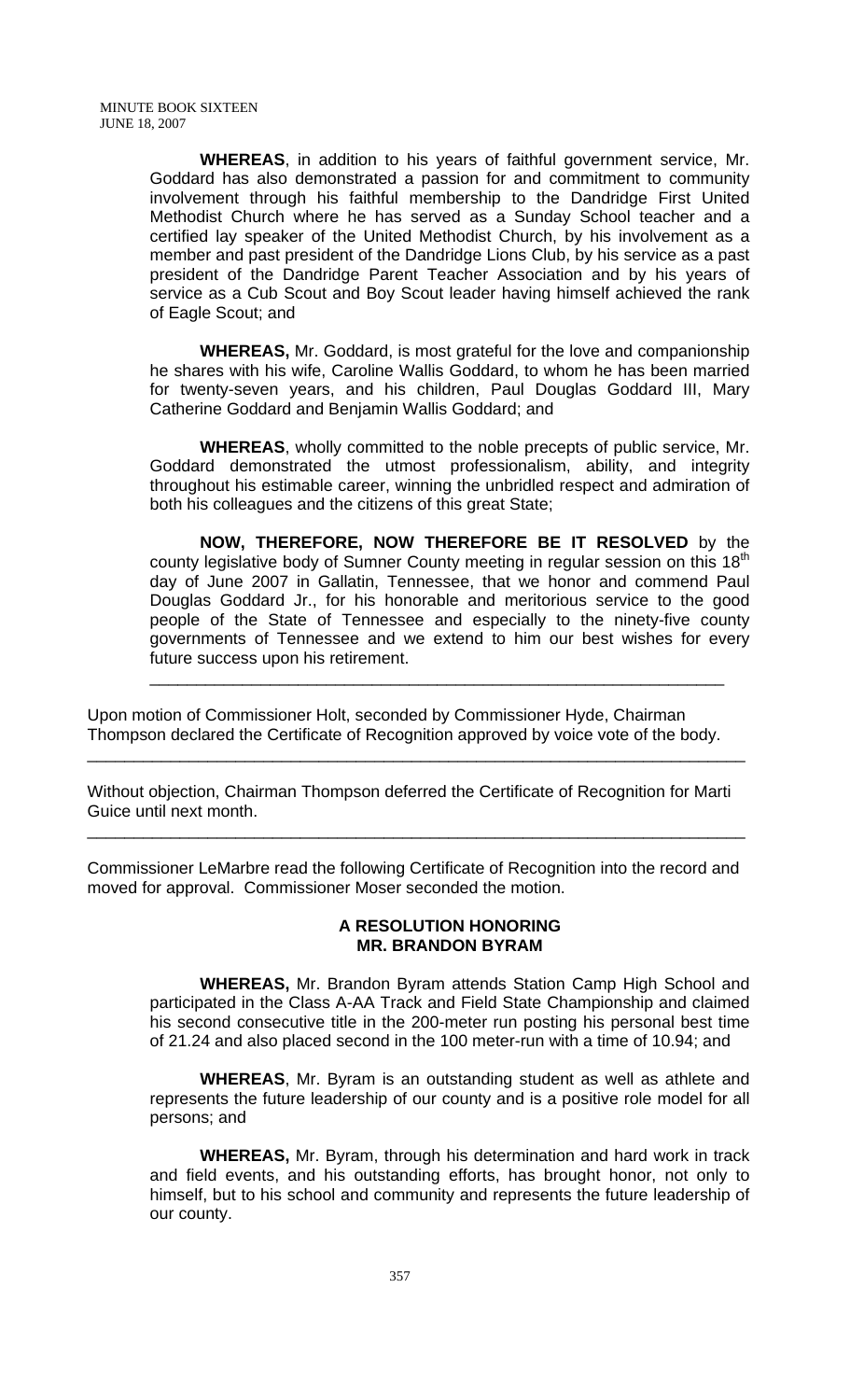**WHEREAS**, in addition to his years of faithful government service, Mr. Goddard has also demonstrated a passion for and commitment to community involvement through his faithful membership to the Dandridge First United Methodist Church where he has served as a Sunday School teacher and a certified lay speaker of the United Methodist Church, by his involvement as a member and past president of the Dandridge Lions Club, by his service as a past president of the Dandridge Parent Teacher Association and by his years of service as a Cub Scout and Boy Scout leader having himself achieved the rank of Eagle Scout; and

**WHEREAS,** Mr. Goddard, is most grateful for the love and companionship he shares with his wife, Caroline Wallis Goddard, to whom he has been married for twenty-seven years, and his children, Paul Douglas Goddard III, Mary Catherine Goddard and Benjamin Wallis Goddard; and

**WHEREAS**, wholly committed to the noble precepts of public service, Mr. Goddard demonstrated the utmost professionalism, ability, and integrity throughout his estimable career, winning the unbridled respect and admiration of both his colleagues and the citizens of this great State;

**NOW, THEREFORE, NOW THEREFORE BE IT RESOLVED** by the county legislative body of Sumner County meeting in regular session on this 18th day of June 2007 in Gallatin, Tennessee, that we honor and commend Paul Douglas Goddard Jr., for his honorable and meritorious service to the good people of the State of Tennessee and especially to the ninety-five county governments of Tennessee and we extend to him our best wishes for every future success upon his retirement.

---

Upon motion of Commissioner Holt, seconded by Commissioner Hyde, Chairman Thompson declared the Certificate of Recognition approved by voice vote of the body.

---

Without objection, Chairman Thompson deferred the Certificate of Recognition for Marti Guice until next month.

---

Commissioner LeMarbre read the following Certificate of Recognition into the record and moved for approval. Commissioner Moser seconded the motion.

**A RESOLUTION HONORING**
**MR. BRANDON BYRAM**

**WHEREAS,** Mr. Brandon Byram attends Station Camp High School and participated in the Class A-AA Track and Field State Championship and claimed his second consecutive title in the 200-meter run posting his personal best time of 21.24 and also placed second in the 100 meter-run with a time of 10.94; and

**WHEREAS**, Mr. Byram is an outstanding student as well as athlete and represents the future leadership of our county and is a positive role model for all persons; and

**WHEREAS,** Mr. Byram, through his determination and hard work in track and field events, and his outstanding efforts, has brought honor, not only to himself, but to his school and community and represents the future leadership of our county.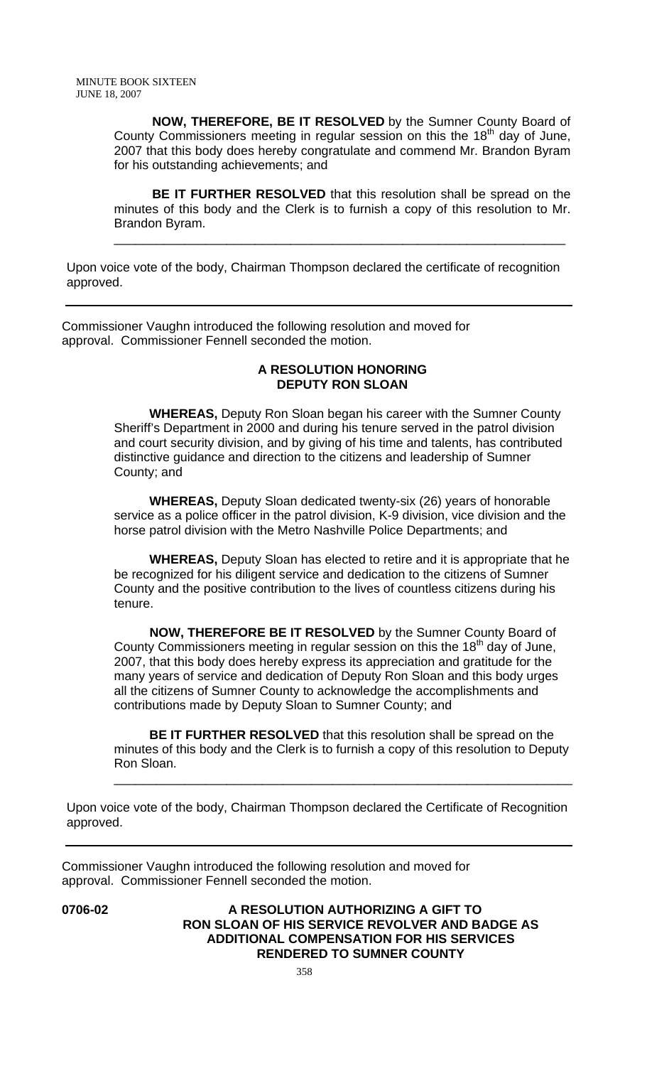**NOW, THEREFORE, BE IT RESOLVED** by the Sumner County Board of County Commissioners meeting in regular session on this the 18th day of June, 2007 that this body does hereby congratulate and commend Mr. Brandon Byram for his outstanding achievements; and

**BE IT FURTHER RESOLVED** that this resolution shall be spread on the minutes of this body and the Clerk is to furnish a copy of this resolution to Mr. Brandon Byram.

---

Upon voice vote of the body, Chairman Thompson declared the certificate of recognition approved.

---

Commissioner Vaughn introduced the following resolution and moved for approval. Commissioner Fennell seconded the motion.

**A RESOLUTION HONORING DEPUTY RON SLOAN**

**WHEREAS,** Deputy Ron Sloan began his career with the Sumner County Sheriff's Department in 2000 and during his tenure served in the patrol division and court security division, and by giving of his time and talents, has contributed distinctive guidance and direction to the citizens and leadership of Sumner County; and

**WHEREAS,** Deputy Sloan dedicated twenty-six (26) years of honorable service as a police officer in the patrol division, K-9 division, vice division and the horse patrol division with the Metro Nashville Police Departments; and

**WHEREAS,** Deputy Sloan has elected to retire and it is appropriate that he be recognized for his diligent service and dedication to the citizens of Sumner County and the positive contribution to the lives of countless citizens during his tenure.

**NOW, THEREFORE BE IT RESOLVED** by the Sumner County Board of County Commissioners meeting in regular session on this the 18th day of June, 2007, that this body does hereby express its appreciation and gratitude for the many years of service and dedication of Deputy Ron Sloan and this body urges all the citizens of Sumner County to acknowledge the accomplishments and contributions made by Deputy Sloan to Sumner County; and

**BE IT FURTHER RESOLVED** that this resolution shall be spread on the minutes of this body and the Clerk is to furnish a copy of this resolution to Deputy Ron Sloan.

---

Upon voice vote of the body, Chairman Thompson declared the Certificate of Recognition approved.

---

Commissioner Vaughn introduced the following resolution and moved for approval. Commissioner Fennell seconded the motion.

**0706-02** **A RESOLUTION AUTHORIZING A GIFT TO RON SLOAN OF HIS SERVICE REVOLVER AND BADGE AS ADDITIONAL COMPENSATION FOR HIS SERVICES RENDERED TO SUMNER COUNTY**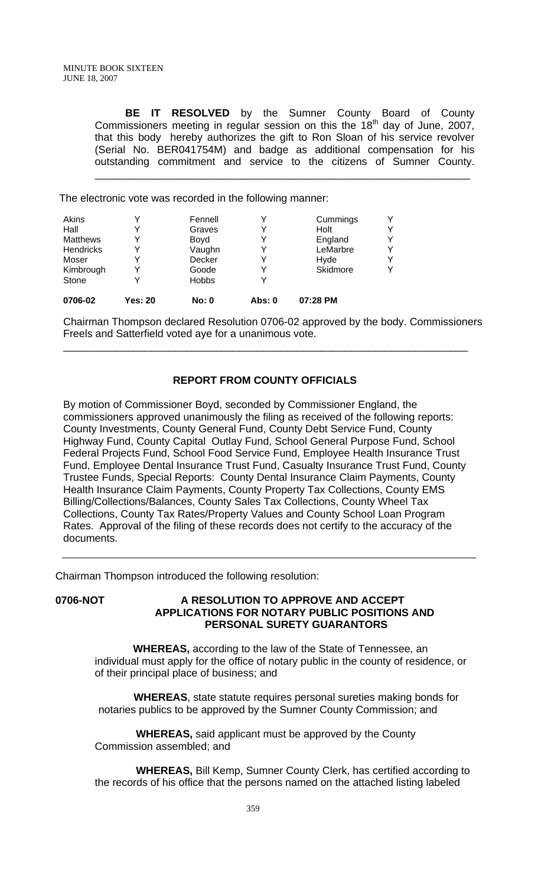**BE IT RESOLVED** by the Sumner County Board of County Commissioners meeting in regular session on this the 18th day of June, 2007, that this body hereby authorizes the gift to Ron Sloan of his service revolver (Serial No. BER041754M) and badge as additional compensation for his outstanding commitment and service to the citizens of Sumner County.

---

The electronic vote was recorded in the following manner:

| | | | | | |
|---|---|---|---|---|---|
| Akins | Y | Fennell | Y | Cummings | Y |
| Hall | Y | Graves | Y | Holt | Y |
| Matthews | Y | Boyd | Y | England | Y |
| Hendricks | Y | Vaughn | Y | LeMarbre | Y |
| Moser | Y | Decker | Y | Hyde | Y |
| Kimbrough | Y | Goode | Y | Skidmore | Y |
| Stone | Y | Hobbs | Y | | |
| **0706-02** | **Yes: 20** | **No: 0** | **Abs: 0** | **07:28 PM** | |

Chairman Thompson declared Resolution 0706-02 approved by the body. Commissioners Freels and Satterfield voted aye for a unanimous vote.

---

## REPORT FROM COUNTY OFFICIALS

By motion of Commissioner Boyd, seconded by Commissioner England, the commissioners approved unanimously the filing as received of the following reports: County Investments, County General Fund, County Debt Service Fund, County Highway Fund, County Capital Outlay Fund, School General Purpose Fund, School Federal Projects Fund, School Food Service Fund, Employee Health Insurance Trust Fund, Employee Dental Insurance Trust Fund, Casualty Insurance Trust Fund, County Trustee Funds, Special Reports: County Dental Insurance Claim Payments, County Health Insurance Claim Payments, County Property Tax Collections, County EMS Billing/Collections/Balances, County Sales Tax Collections, County Wheel Tax Collections, County Tax Rates/Property Values and County School Loan Program Rates. Approval of the filing of these records does not certify to the accuracy of the documents.

---

Chairman Thompson introduced the following resolution:

**0706-NOT** **A RESOLUTION TO APPROVE AND ACCEPT APPLICATIONS FOR NOTARY PUBLIC POSITIONS AND PERSONAL SURETY GUARANTORS**

**WHEREAS,** according to the law of the State of Tennessee, an individual must apply for the office of notary public in the county of residence, or of their principal place of business; and

**WHEREAS**, state statute requires personal sureties making bonds for notaries publics to be approved by the Sumner County Commission; and

**WHEREAS,** said applicant must be approved by the County Commission assembled; and

**WHEREAS,** Bill Kemp, Sumner County Clerk, has certified according to the records of his office that the persons named on the attached listing labeled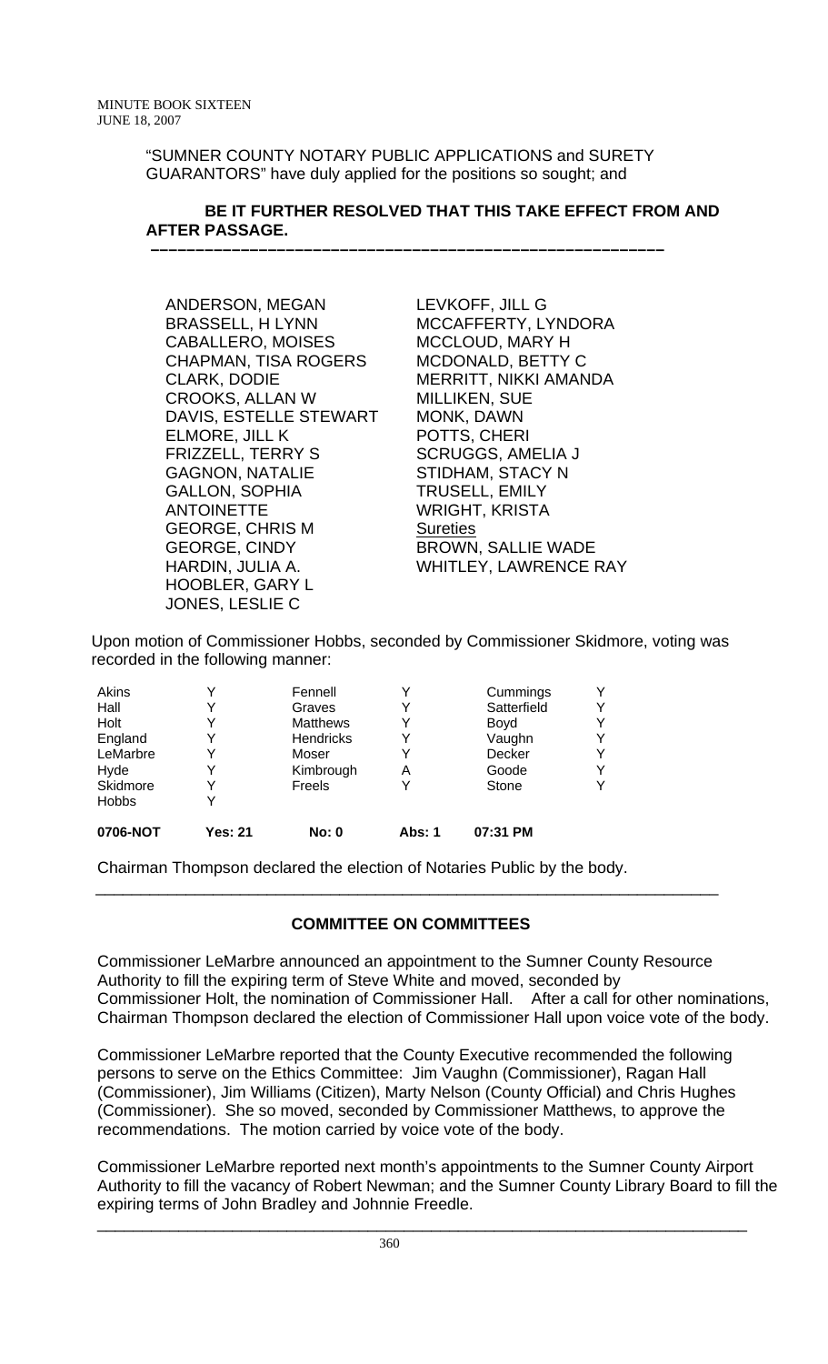"SUMNER COUNTY NOTARY PUBLIC APPLICATIONS and SURETY GUARANTORS" have duly applied for the positions sought; and

**BE IT FURTHER RESOLVED THAT THIS TAKE EFFECT FROM AND AFTER PASSAGE.**

---

ANDERSON, MEGAN
BRASSELL, H LYNN
CABALLERO, MOISES
CHAPMAN, TISA ROGERS
CLARK, DODIE
CROOKS, ALLAN W
DAVIS, ESTELLE STEWART
ELMORE, JILL K
FRIZZELL, TERRY S
GAGNON, NATALIE
GALLON, SOPHIA ANTOINETTE
GEORGE, CHRIS M
GEORGE, CINDY
HARDIN, JULIA A.
HOOBLER, GARY L
JONES, LESLIE C
LEVKOFF, JILL G
MCCAFFERTY, LYNDORA
MCCLOUD, MARY H
MCDONALD, BETTY C
MERRITT, NIKKI AMANDA
MILLIKEN, SUE
MONK, DAWN
POTTS, CHERI
SCRUGGS, AMELIA J
STIDHAM, STACY N
TRUSELL, EMILY
WRIGHT, KRISTA

Sureties
BROWN, SALLIE WADE
WHITLEY, LAWRENCE RAY

Upon motion of Commissioner Hobbs, seconded by Commissioner Skidmore, voting was recorded in the following manner:

| | | | | | |
|---|---|---|---|---|---|
| Akins | Y | Fennell | Y | Cummings | Y |
| Hall | Y | Graves | Y | Satterfield | Y |
| Holt | Y | Matthews | Y | Boyd | Y |
| England | Y | Hendricks | Y | Vaughn | Y |
| LeMarbre | Y | Moser | Y | Decker | Y |
| Hyde | Y | Kimbrough | A | Goode | Y |
| Skidmore | Y | Freels | Y | Stone | Y |
| Hobbs | Y | | | | |
| **0706-NOT** | **Yes: 21** | **No: 0** | **Abs: 1** | **07:31 PM** | |

Chairman Thompson declared the election of Notaries Public by the body.

---

## COMMITTEE ON COMMITTEES

Commissioner LeMarbre announced an appointment to the Sumner County Resource Authority to fill the expiring term of Steve White and moved, seconded by Commissioner Holt, the nomination of Commissioner Hall. After a call for other nominations, Chairman Thompson declared the election of Commissioner Hall upon voice vote of the body.

Commissioner LeMarbre reported that the County Executive recommended the following persons to serve on the Ethics Committee: Jim Vaughn (Commissioner), Ragan Hall (Commissioner), Jim Williams (Citizen), Marty Nelson (County Official) and Chris Hughes (Commissioner). She so moved, seconded by Commissioner Matthews, to approve the recommendations. The motion carried by voice vote of the body.

Commissioner LeMarbre reported next month's appointments to the Sumner County Airport Authority to fill the vacancy of Robert Newman; and the Sumner County Library Board to fill the expiring terms of John Bradley and Johnnie Freedle.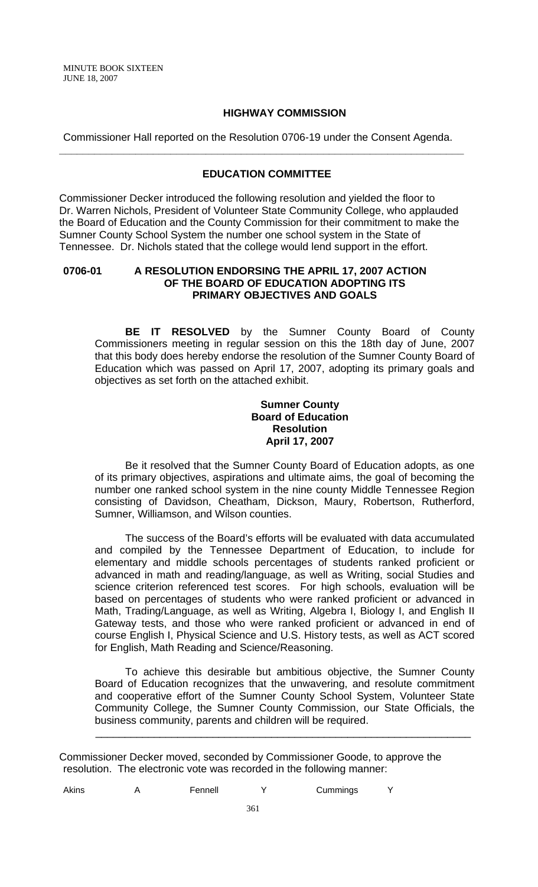## HIGHWAY COMMISSION

Commissioner Hall reported on the Resolution 0706-19 under the Consent Agenda.

---

## EDUCATION COMMITTEE

Commissioner Decker introduced the following resolution and yielded the floor to Dr. Warren Nichols, President of Volunteer State Community College, who applauded the Board of Education and the County Commission for their commitment to make the Sumner County School System the number one school system in the State of Tennessee. Dr. Nichols stated that the college would lend support in the effort.

### 0706-01 A RESOLUTION ENDORSING THE APRIL 17, 2007 ACTION OF THE BOARD OF EDUCATION ADOPTING ITS PRIMARY OBJECTIVES AND GOALS

**BE IT RESOLVED** by the Sumner County Board of County Commissioners meeting in regular session on this the 18th day of June, 2007 that this body does hereby endorse the resolution of the Sumner County Board of Education which was passed on April 17, 2007, adopting its primary goals and objectives as set forth on the attached exhibit.

**Sumner County**
**Board of Education**
**Resolution**
**April 17, 2007**

Be it resolved that the Sumner County Board of Education adopts, as one of its primary objectives, aspirations and ultimate aims, the goal of becoming the number one ranked school system in the nine county Middle Tennessee Region consisting of Davidson, Cheatham, Dickson, Maury, Robertson, Rutherford, Sumner, Williamson, and Wilson counties.

The success of the Board's efforts will be evaluated with data accumulated and compiled by the Tennessee Department of Education, to include for elementary and middle schools percentages of students ranked proficient or advanced in math and reading/language, as well as Writing, social Studies and science criterion referenced test scores. For high schools, evaluation will be based on percentages of students who were ranked proficient or advanced in Math, Trading/Language, as well as Writing, Algebra I, Biology I, and English II Gateway tests, and those who were ranked proficient or advanced in end of course English I, Physical Science and U.S. History tests, as well as ACT scored for English, Math Reading and Science/Reasoning.

To achieve this desirable but ambitious objective, the Sumner County Board of Education recognizes that the unwavering, and resolute commitment and cooperative effort of the Sumner County School System, Volunteer State Community College, the Sumner County Commission, our State Officials, the business community, parents and children will be required.

---

Commissioner Decker moved, seconded by Commissioner Goode, to approve the resolution. The electronic vote was recorded in the following manner:

| | | | | | |
|---|---|---|---|---|---|
| Akins | A | Fennell | Y | Cummings | Y |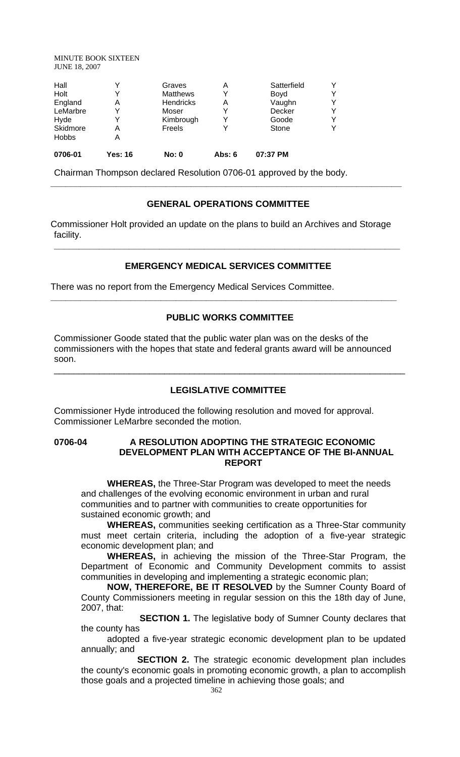| | | | | | |
|---|---|---|---|---|---|
| Hall | Y | Graves | A | Satterfield | Y |
| Holt | Y | Matthews | Y | Boyd | Y |
| England | A | Hendricks | A | Vaughn | Y |
| LeMarbre | Y | Moser | Y | Decker | Y |
| Hyde | Y | Kimbrough | Y | Goode | Y |
| Skidmore | A | Freels | Y | Stone | Y |
| Hobbs | A | | | | |
| **0706-01** | **Yes: 16** | **No: 0** | **Abs: 6** | **07:37 PM** | |

Chairman Thompson declared Resolution 0706-01 approved by the body.

---

## GENERAL OPERATIONS COMMITTEE

Commissioner Holt provided an update on the plans to build an Archives and Storage facility.

---

## EMERGENCY MEDICAL SERVICES COMMITTEE

There was no report from the Emergency Medical Services Committee.

---

## PUBLIC WORKS COMMITTEE

Commissioner Goode stated that the public water plan was on the desks of the commissioners with the hopes that state and federal grants award will be announced soon.

---

## LEGISLATIVE COMMITTEE

Commissioner Hyde introduced the following resolution and moved for approval. Commissioner LeMarbre seconded the motion.

**0706-04 A RESOLUTION ADOPTING THE STRATEGIC ECONOMIC DEVELOPMENT PLAN WITH ACCEPTANCE OF THE BI-ANNUAL REPORT**

**WHEREAS,** the Three-Star Program was developed to meet the needs and challenges of the evolving economic environment in urban and rural communities and to partner with communities to create opportunities for sustained economic growth; and

**WHEREAS,** communities seeking certification as a Three-Star community must meet certain criteria, including the adoption of a five-year strategic economic development plan; and

**WHEREAS,** in achieving the mission of the Three-Star Program, the Department of Economic and Community Development commits to assist communities in developing and implementing a strategic economic plan;

**NOW, THEREFORE, BE IT RESOLVED** by the Sumner County Board of County Commissioners meeting in regular session on this the 18th day of June, 2007, that:

**SECTION 1.** The legislative body of Sumner County declares that the county has adopted a five-year strategic economic development plan to be updated annually; and

**SECTION 2.** The strategic economic development plan includes the county's economic goals in promoting economic growth, a plan to accomplish those goals and a projected timeline in achieving those goals; and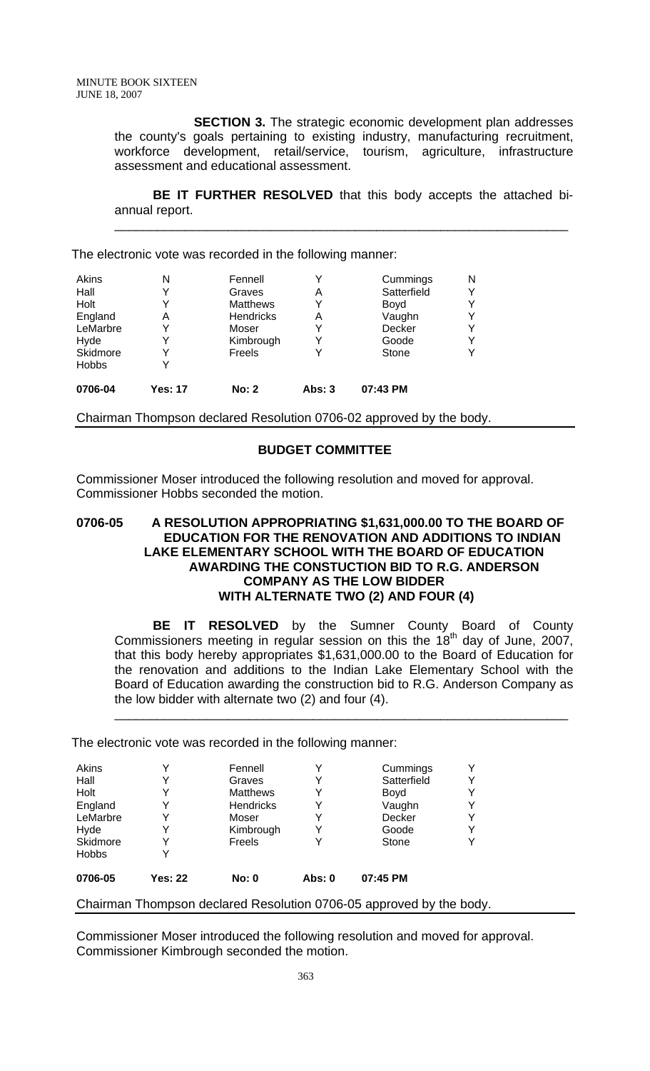**SECTION 3.** The strategic economic development plan addresses the county's goals pertaining to existing industry, manufacturing recruitment, workforce development, retail/service, tourism, agriculture, infrastructure assessment and educational assessment.

**BE IT FURTHER RESOLVED** that this body accepts the attached bi-annual report.

---

The electronic vote was recorded in the following manner:

| | | | | | |
|---|---|---|---|---|---|
| Akins | N | Fennell | Y | Cummings | N |
| Hall | Y | Graves | A | Satterfield | Y |
| Holt | Y | Matthews | Y | Boyd | Y |
| England | A | Hendricks | A | Vaughn | Y |
| LeMarbre | Y | Moser | Y | Decker | Y |
| Hyde | Y | Kimbrough | Y | Goode | Y |
| Skidmore | Y | Freels | Y | Stone | Y |
| Hobbs | Y | | | | |
| **0706-04** | **Yes: 17** | **No: 2** | **Abs: 3** | **07:43 PM** | |

Chairman Thompson declared Resolution 0706-02 approved by the body.

## BUDGET COMMITTEE

Commissioner Moser introduced the following resolution and moved for approval. Commissioner Hobbs seconded the motion.

**0706-05 A RESOLUTION APPROPRIATING $1,631,000.00 TO THE BOARD OF EDUCATION FOR THE RENOVATION AND ADDITIONS TO INDIAN LAKE ELEMENTARY SCHOOL WITH THE BOARD OF EDUCATION AWARDING THE CONSTUCTION BID TO R.G. ANDERSON COMPANY AS THE LOW BIDDER WITH ALTERNATE TWO (2) AND FOUR (4)**

**BE IT RESOLVED** by the Sumner County Board of County Commissioners meeting in regular session on this the 18th day of June, 2007, that this body hereby appropriates $1,631,000.00 to the Board of Education for the renovation and additions to the Indian Lake Elementary School with the Board of Education awarding the construction bid to R.G. Anderson Company as the low bidder with alternate two (2) and four (4).

---

The electronic vote was recorded in the following manner:

| | | | | | |
|---|---|---|---|---|---|
| Akins | Y | Fennell | Y | Cummings | Y |
| Hall | Y | Graves | Y | Satterfield | Y |
| Holt | Y | Matthews | Y | Boyd | Y |
| England | Y | Hendricks | Y | Vaughn | Y |
| LeMarbre | Y | Moser | Y | Decker | Y |
| Hyde | Y | Kimbrough | Y | Goode | Y |
| Skidmore | Y | Freels | Y | Stone | Y |
| Hobbs | Y | | | | |
| **0706-05** | **Yes: 22** | **No: 0** | **Abs: 0** | **07:45 PM** | |

Chairman Thompson declared Resolution 0706-05 approved by the body.

Commissioner Moser introduced the following resolution and moved for approval. Commissioner Kimbrough seconded the motion.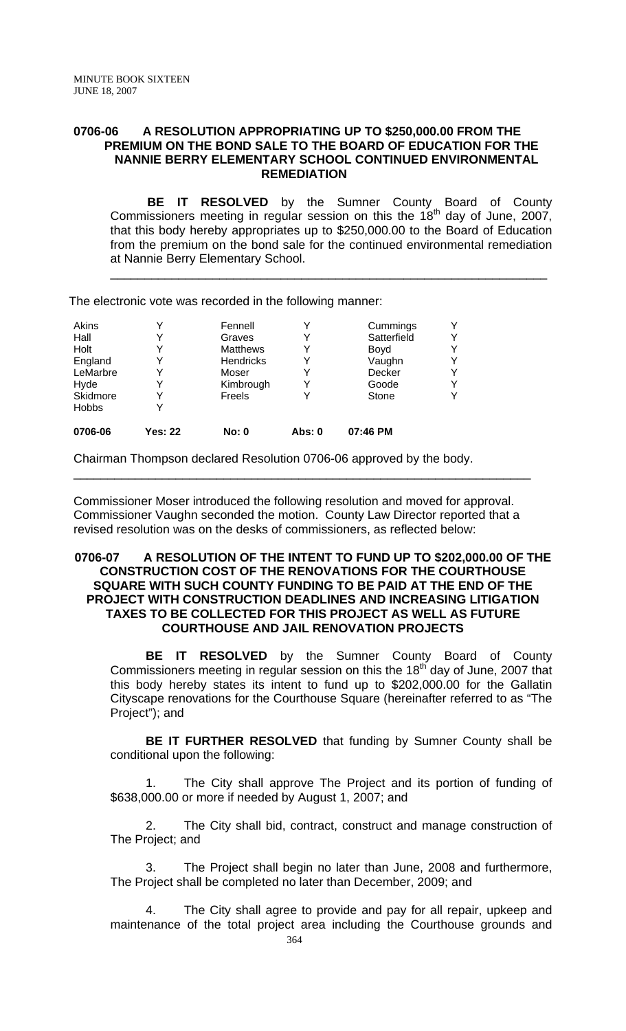## 0706-06 A RESOLUTION APPROPRIATING UP TO $250,000.00 FROM THE PREMIUM ON THE BOND SALE TO THE BOARD OF EDUCATION FOR THE NANNIE BERRY ELEMENTARY SCHOOL CONTINUED ENVIRONMENTAL REMEDIATION

**BE IT RESOLVED** by the Sumner County Board of County Commissioners meeting in regular session on this the 18th day of June, 2007, that this body hereby appropriates up to $250,000.00 to the Board of Education from the premium on the bond sale for the continued environmental remediation at Nannie Berry Elementary School.

---

The electronic vote was recorded in the following manner:

| | | | | | |
|---|---|---|---|---|---|
| Akins | Y | Fennell | Y | Cummings | Y |
| Hall | Y | Graves | Y | Satterfield | Y |
| Holt | Y | Matthews | Y | Boyd | Y |
| England | Y | Hendricks | Y | Vaughn | Y |
| LeMarbre | Y | Moser | Y | Decker | Y |
| Hyde | Y | Kimbrough | Y | Goode | Y |
| Skidmore | Y | Freels | Y | Stone | Y |
| Hobbs | Y | | | | |
| **0706-06** | **Yes: 22** | **No: 0** | **Abs: 0** | **07:46 PM** | |

Chairman Thompson declared Resolution 0706-06 approved by the body.

---

Commissioner Moser introduced the following resolution and moved for approval. Commissioner Vaughn seconded the motion. County Law Director reported that a revised resolution was on the desks of commissioners, as reflected below:

## 0706-07 A RESOLUTION OF THE INTENT TO FUND UP TO $202,000.00 OF THE CONSTRUCTION COST OF THE RENOVATIONS FOR THE COURTHOUSE SQUARE WITH SUCH COUNTY FUNDING TO BE PAID AT THE END OF THE PROJECT WITH CONSTRUCTION DEADLINES AND INCREASING LITIGATION TAXES TO BE COLLECTED FOR THIS PROJECT AS WELL AS FUTURE COURTHOUSE AND JAIL RENOVATION PROJECTS

**BE IT RESOLVED** by the Sumner County Board of County Commissioners meeting in regular session on this the 18th day of June, 2007 that this body hereby states its intent to fund up to $202,000.00 for the Gallatin Cityscape renovations for the Courthouse Square (hereinafter referred to as "The Project"); and

**BE IT FURTHER RESOLVED** that funding by Sumner County shall be conditional upon the following:

1. The City shall approve The Project and its portion of funding of $638,000.00 or more if needed by August 1, 2007; and

2. The City shall bid, contract, construct and manage construction of The Project; and

3. The Project shall begin no later than June, 2008 and furthermore, The Project shall be completed no later than December, 2009; and

4. The City shall agree to provide and pay for all repair, upkeep and maintenance of the total project area including the Courthouse grounds and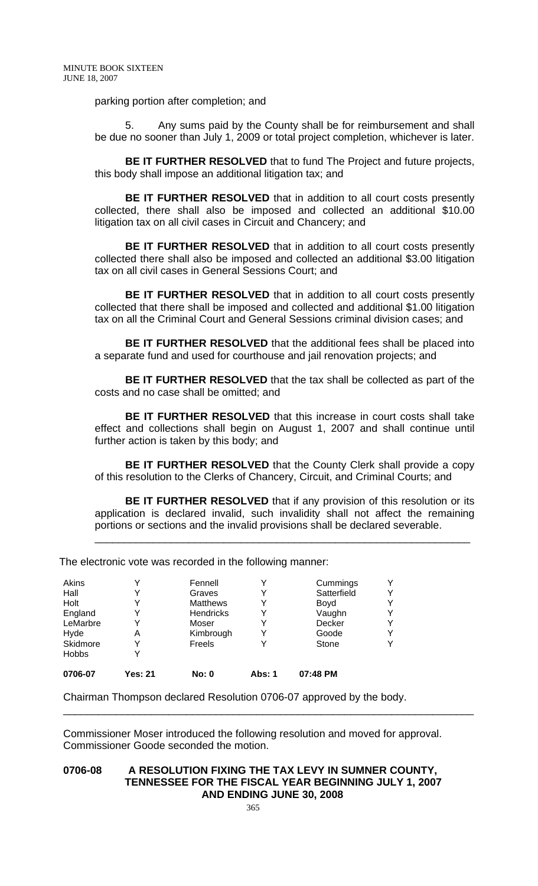parking portion after completion; and

5. Any sums paid by the County shall be for reimbursement and shall be due no sooner than July 1, 2009 or total project completion, whichever is later.

**BE IT FURTHER RESOLVED** that to fund The Project and future projects, this body shall impose an additional litigation tax; and

**BE IT FURTHER RESOLVED** that in addition to all court costs presently collected, there shall also be imposed and collected an additional $10.00 litigation tax on all civil cases in Circuit and Chancery; and

**BE IT FURTHER RESOLVED** that in addition to all court costs presently collected there shall also be imposed and collected an additional $3.00 litigation tax on all civil cases in General Sessions Court; and

**BE IT FURTHER RESOLVED** that in addition to all court costs presently collected that there shall be imposed and collected and additional $1.00 litigation tax on all the Criminal Court and General Sessions criminal division cases; and

**BE IT FURTHER RESOLVED** that the additional fees shall be placed into a separate fund and used for courthouse and jail renovation projects; and

**BE IT FURTHER RESOLVED** that the tax shall be collected as part of the costs and no case shall be omitted; and

**BE IT FURTHER RESOLVED** that this increase in court costs shall take effect and collections shall begin on August 1, 2007 and shall continue until further action is taken by this body; and

**BE IT FURTHER RESOLVED** that the County Clerk shall provide a copy of this resolution to the Clerks of Chancery, Circuit, and Criminal Courts; and

**BE IT FURTHER RESOLVED** that if any provision of this resolution or its application is declared invalid, such invalidity shall not affect the remaining portions or sections and the invalid provisions shall be declared severable.

---

The electronic vote was recorded in the following manner:

| | | | | | |
|---|---|---|---|---|---|
| Akins | Y | Fennell | Y | Cummings | Y |
| Hall | Y | Graves | Y | Satterfield | Y |
| Holt | Y | Matthews | Y | Boyd | Y |
| England | Y | Hendricks | Y | Vaughn | Y |
| LeMarbre | Y | Moser | Y | Decker | Y |
| Hyde | A | Kimbrough | Y | Goode | Y |
| Skidmore | Y | Freels | Y | Stone | Y |
| Hobbs | Y | | | | |
| **0706-07** | **Yes: 21** | **No: 0** | **Abs: 1** | **07:48 PM** | |

Chairman Thompson declared Resolution 0706-07 approved by the body.

---

Commissioner Moser introduced the following resolution and moved for approval. Commissioner Goode seconded the motion.

**0706-08 A RESOLUTION FIXING THE TAX LEVY IN SUMNER COUNTY, TENNESSEE FOR THE FISCAL YEAR BEGINNING JULY 1, 2007 AND ENDING JUNE 30, 2008**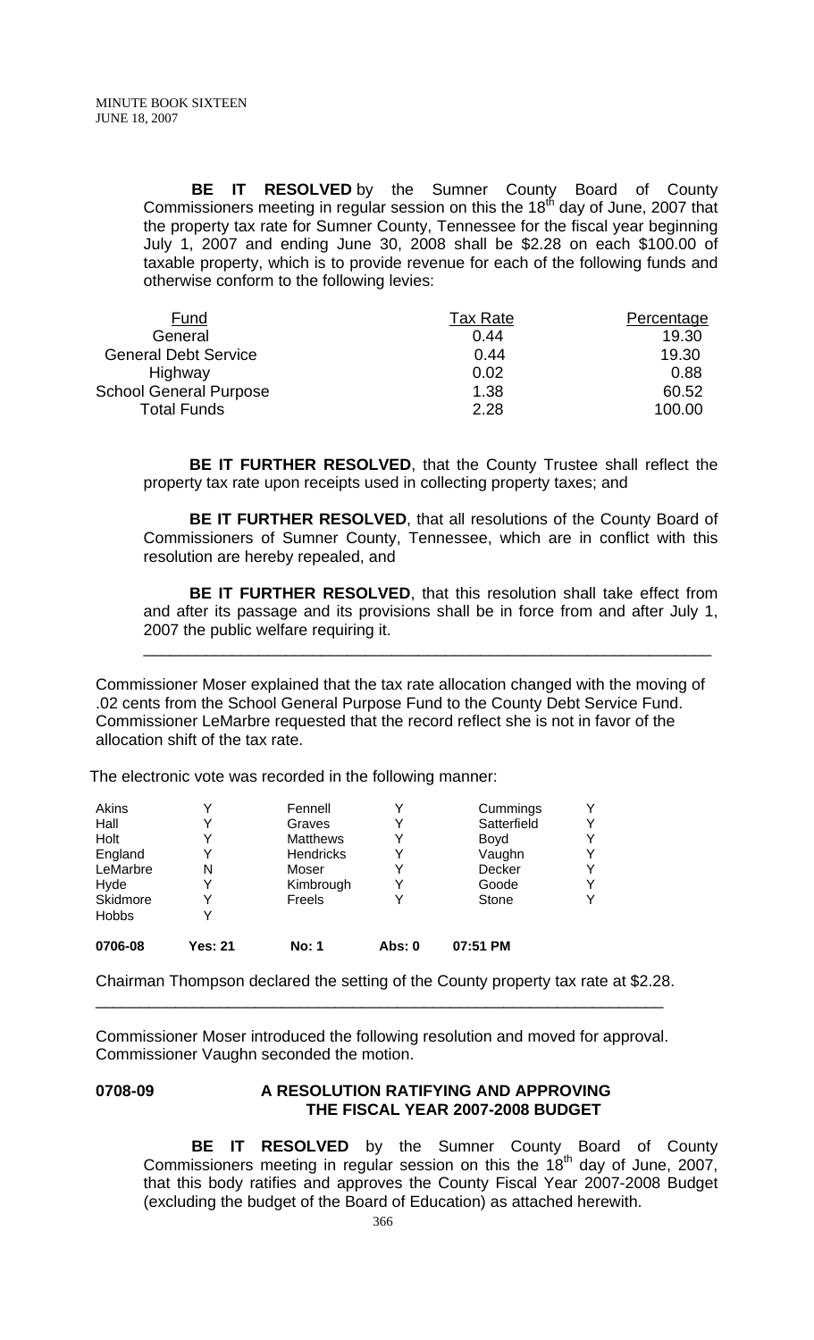**BE IT RESOLVED** by the Sumner County Board of County Commissioners meeting in regular session on this the 18th day of June, 2007 that the property tax rate for Sumner County, Tennessee for the fiscal year beginning July 1, 2007 and ending June 30, 2008 shall be $2.28 on each $100.00 of taxable property, which is to provide revenue for each of the following funds and otherwise conform to the following levies:

| Fund | Tax Rate | Percentage |
|---|---|---|
| General | 0.44 | 19.30 |
| General Debt Service | 0.44 | 19.30 |
| Highway | 0.02 | 0.88 |
| School General Purpose | 1.38 | 60.52 |
| Total Funds | 2.28 | 100.00 |

**BE IT FURTHER RESOLVED**, that the County Trustee shall reflect the property tax rate upon receipts used in collecting property taxes; and

**BE IT FURTHER RESOLVED**, that all resolutions of the County Board of Commissioners of Sumner County, Tennessee, which are in conflict with this resolution are hereby repealed, and

**BE IT FURTHER RESOLVED**, that this resolution shall take effect from and after its passage and its provisions shall be in force from and after July 1, 2007 the public welfare requiring it.

---

Commissioner Moser explained that the tax rate allocation changed with the moving of .02 cents from the School General Purpose Fund to the County Debt Service Fund. Commissioner LeMarbre requested that the record reflect she is not in favor of the allocation shift of the tax rate.

The electronic vote was recorded in the following manner:

| | | | | | |
|---|---|---|---|---|---|
| Akins | Y | Fennell | Y | Cummings | Y |
| Hall | Y | Graves | Y | Satterfield | Y |
| Holt | Y | Matthews | Y | Boyd | Y |
| England | Y | Hendricks | Y | Vaughn | Y |
| LeMarbre | N | Moser | Y | Decker | Y |
| Hyde | Y | Kimbrough | Y | Goode | Y |
| Skidmore | Y | Freels | Y | Stone | Y |
| Hobbs | Y | | | | |
| **0706-08** | **Yes: 21** | **No: 1** | **Abs: 0** | **07:51 PM** | |

Chairman Thompson declared the setting of the County property tax rate at $2.28.

---

Commissioner Moser introduced the following resolution and moved for approval. Commissioner Vaughn seconded the motion.

**0708-09 A RESOLUTION RATIFYING AND APPROVING THE FISCAL YEAR 2007-2008 BUDGET**

**BE IT RESOLVED** by the Sumner County Board of County Commissioners meeting in regular session on this the 18th day of June, 2007, that this body ratifies and approves the County Fiscal Year 2007-2008 Budget (excluding the budget of the Board of Education) as attached herewith.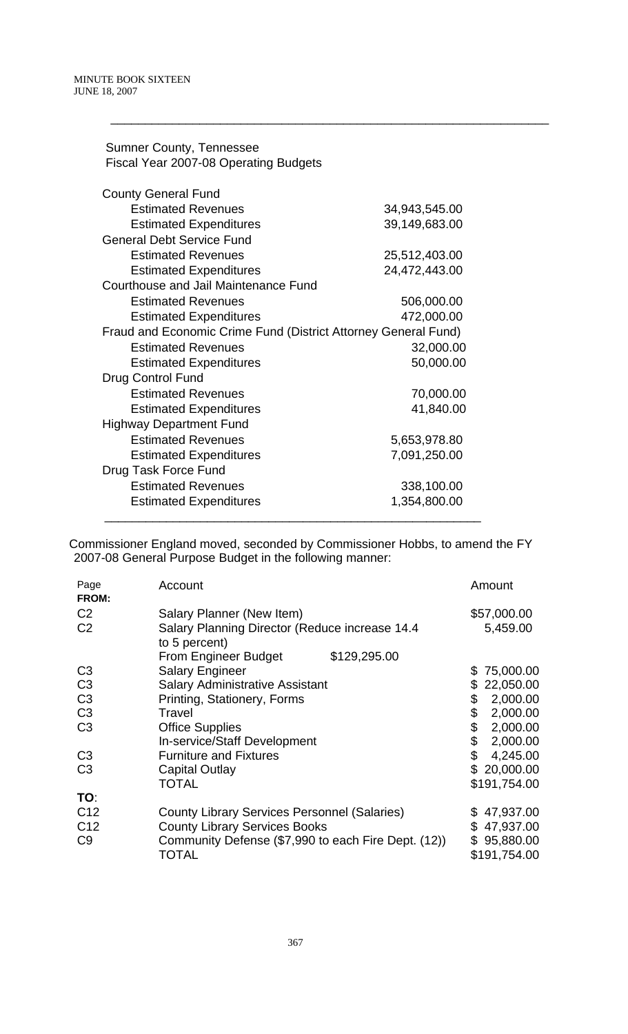Sumner County, Tennessee
Fiscal Year 2007-08 Operating Budgets

| | |
|---|---|
| County General Fund | |
| Estimated Revenues | 34,943,545.00 |
| Estimated Expenditures | 39,149,683.00 |
| General Debt Service Fund | |
| Estimated Revenues | 25,512,403.00 |
| Estimated Expenditures | 24,472,443.00 |
| Courthouse and Jail Maintenance Fund | |
| Estimated Revenues | 506,000.00 |
| Estimated Expenditures | 472,000.00 |
| Fraud and Economic Crime Fund (District Attorney General Fund) | |
| Estimated Revenues | 32,000.00 |
| Estimated Expenditures | 50,000.00 |
| Drug Control Fund | |
| Estimated Revenues | 70,000.00 |
| Estimated Expenditures | 41,840.00 |
| Highway Department Fund | |
| Estimated Revenues | 5,653,978.80 |
| Estimated Expenditures | 7,091,250.00 |
| Drug Task Force Fund | |
| Estimated Revenues | 338,100.00 |
| Estimated Expenditures | 1,354,800.00 |

Commissioner England moved, seconded by Commissioner Hobbs, to amend the FY 2007-08 General Purpose Budget in the following manner:

| Page | Account | Amount |
|---|---|---|
| **FROM:** | | |
| C2 | Salary Planner (New Item) | $57,000.00 |
| C2 | Salary Planning Director (Reduce increase 14.4 to 5 percent) | 5,459.00 |
| | From Engineer Budget $129,295.00 | |
| C3 | Salary Engineer | $ 75,000.00 |
| C3 | Salary Administrative Assistant | $ 22,050.00 |
| C3 | Printing, Stationery, Forms | $ 2,000.00 |
| C3 | Travel | $ 2,000.00 |
| C3 | Office Supplies | $ 2,000.00 |
| | In-service/Staff Development | $ 2,000.00 |
| C3 | Furniture and Fixtures | $ 4,245.00 |
| C3 | Capital Outlay | $ 20,000.00 |
| | TOTAL | $191,754.00 |
| **TO**: | | |
| C12 | County Library Services Personnel (Salaries) | $ 47,937.00 |
| C12 | County Library Services Books | $ 47,937.00 |
| C9 | Community Defense ($7,990 to each Fire Dept. (12)) | $ 95,880.00 |
| | TOTAL | $191,754.00 |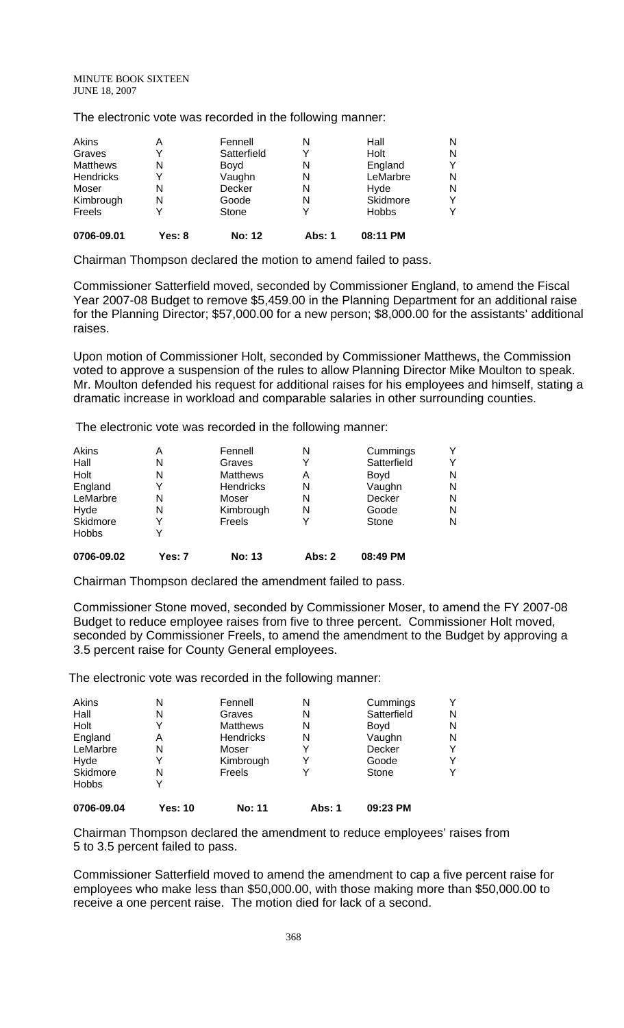MINUTE BOOK SIXTEEN
JUNE 18, 2007

The electronic vote was recorded in the following manner:

| | | | | | |
|---|---|---|---|---|---|
| Akins | A | Fennell | N | Hall | N |
| Graves | Y | Satterfield | Y | Holt | N |
| Matthews | N | Boyd | N | England | Y |
| Hendricks | Y | Vaughn | N | LeMarbre | N |
| Moser | N | Decker | N | Hyde | N |
| Kimbrough | N | Goode | N | Skidmore | Y |
| Freels | Y | Stone | Y | Hobbs | Y |
| **0706-09.01** | **Yes: 8** | **No: 12** | **Abs: 1** | **08:11 PM** | |

Chairman Thompson declared the motion to amend failed to pass.

Commissioner Satterfield moved, seconded by Commissioner England, to amend the Fiscal Year 2007-08 Budget to remove $5,459.00 in the Planning Department for an additional raise for the Planning Director; $57,000.00 for a new person; $8,000.00 for the assistants' additional raises.

Upon motion of Commissioner Holt, seconded by Commissioner Matthews, the Commission voted to approve a suspension of the rules to allow Planning Director Mike Moulton to speak. Mr. Moulton defended his request for additional raises for his employees and himself, stating a dramatic increase in workload and comparable salaries in other surrounding counties.

The electronic vote was recorded in the following manner:

| | | | | | |
|---|---|---|---|---|---|
| Akins | A | Fennell | N | Cummings | Y |
| Hall | N | Graves | Y | Satterfield | Y |
| Holt | N | Matthews | A | Boyd | N |
| England | Y | Hendricks | N | Vaughn | N |
| LeMarbre | N | Moser | N | Decker | N |
| Hyde | N | Kimbrough | N | Goode | N |
| Skidmore | Y | Freels | Y | Stone | N |
| Hobbs | Y | | | | |
| **0706-09.02** | **Yes: 7** | **No: 13** | **Abs: 2** | **08:49 PM** | |

Chairman Thompson declared the amendment failed to pass.

Commissioner Stone moved, seconded by Commissioner Moser, to amend the FY 2007-08 Budget to reduce employee raises from five to three percent. Commissioner Holt moved, seconded by Commissioner Freels, to amend the amendment to the Budget by approving a 3.5 percent raise for County General employees.

The electronic vote was recorded in the following manner:

| | | | | | |
|---|---|---|---|---|---|
| Akins | N | Fennell | N | Cummings | Y |
| Hall | N | Graves | N | Satterfield | N |
| Holt | Y | Matthews | N | Boyd | N |
| England | A | Hendricks | N | Vaughn | N |
| LeMarbre | N | Moser | Y | Decker | Y |
| Hyde | Y | Kimbrough | Y | Goode | Y |
| Skidmore | N | Freels | Y | Stone | Y |
| Hobbs | Y | | | | |
| **0706-09.04** | **Yes: 10** | **No: 11** | **Abs: 1** | **09:23 PM** | |

Chairman Thompson declared the amendment to reduce employees' raises from 5 to 3.5 percent failed to pass.

Commissioner Satterfield moved to amend the amendment to cap a five percent raise for employees who make less than $50,000.00, with those making more than $50,000.00 to receive a one percent raise. The motion died for lack of a second.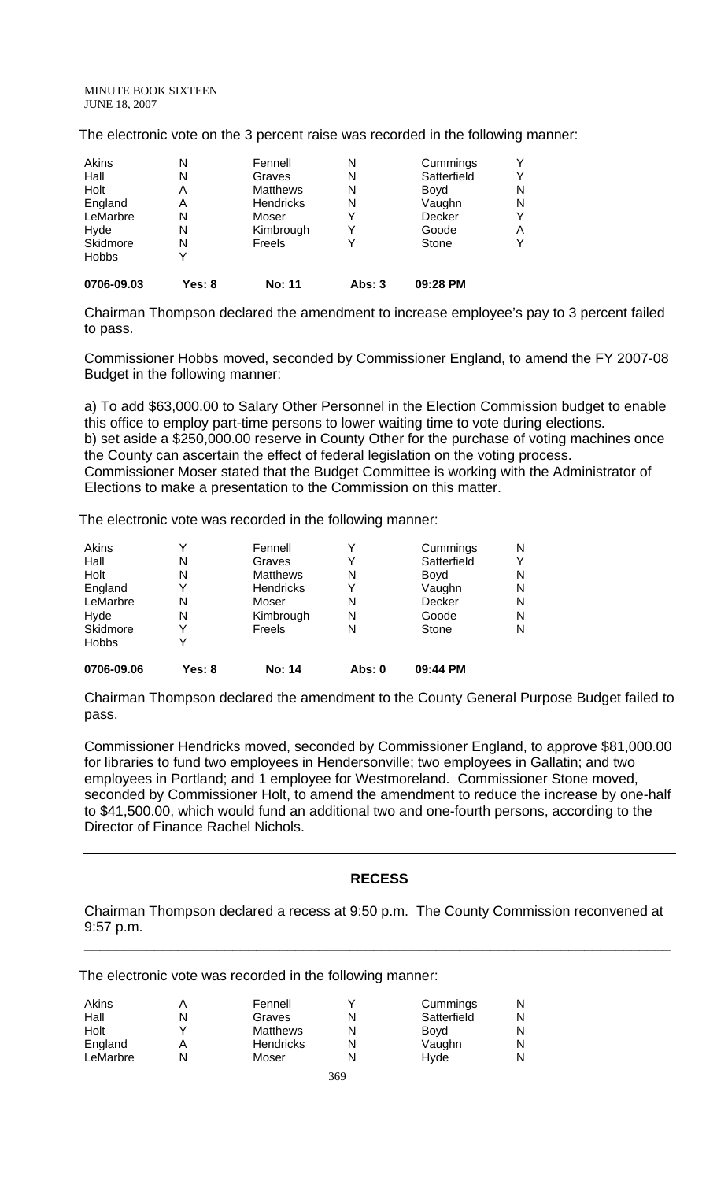MINUTE BOOK SIXTEEN
JUNE 18, 2007

The electronic vote on the 3 percent raise was recorded in the following manner:

| | | | | | |
|---|---|---|---|---|---|
| Akins | N | Fennell | N | Cummings | Y |
| Hall | N | Graves | N | Satterfield | Y |
| Holt | A | Matthews | N | Boyd | N |
| England | A | Hendricks | N | Vaughn | N |
| LeMarbre | N | Moser | Y | Decker | Y |
| Hyde | N | Kimbrough | Y | Goode | A |
| Skidmore | N | Freels | Y | Stone | Y |
| Hobbs | Y | | | | |
| **0706-09.03** | **Yes: 8** | **No: 11** | **Abs: 3** | **09:28 PM** | |

Chairman Thompson declared the amendment to increase employee's pay to 3 percent failed to pass.

Commissioner Hobbs moved, seconded by Commissioner England, to amend the FY 2007-08 Budget in the following manner:

a) To add $63,000.00 to Salary Other Personnel in the Election Commission budget to enable this office to employ part-time persons to lower waiting time to vote during elections.
b) set aside a $250,000.00 reserve in County Other for the purchase of voting machines once the County can ascertain the effect of federal legislation on the voting process.
Commissioner Moser stated that the Budget Committee is working with the Administrator of Elections to make a presentation to the Commission on this matter.

The electronic vote was recorded in the following manner:

| | | | | | |
|---|---|---|---|---|---|
| Akins | Y | Fennell | Y | Cummings | N |
| Hall | N | Graves | Y | Satterfield | Y |
| Holt | N | Matthews | N | Boyd | N |
| England | Y | Hendricks | Y | Vaughn | N |
| LeMarbre | N | Moser | N | Decker | N |
| Hyde | N | Kimbrough | N | Goode | N |
| Skidmore | Y | Freels | N | Stone | N |
| Hobbs | Y | | | | |
| **0706-09.06** | **Yes: 8** | **No: 14** | **Abs: 0** | **09:44 PM** | |

Chairman Thompson declared the amendment to the County General Purpose Budget failed to pass.

Commissioner Hendricks moved, seconded by Commissioner England, to approve $81,000.00 for libraries to fund two employees in Hendersonville; two employees in Gallatin; and two employees in Portland; and 1 employee for Westmoreland. Commissioner Stone moved, seconded by Commissioner Holt, to amend the amendment to reduce the increase by one-half to $41,500.00, which would fund an additional two and one-fourth persons, according to the Director of Finance Rachel Nichols.

---

**RECESS**

Chairman Thompson declared a recess at 9:50 p.m. The County Commission reconvened at 9:57 p.m.

---

The electronic vote was recorded in the following manner:

| | | | | | |
|---|---|---|---|---|---|
| Akins | A | Fennell | Y | Cummings | N |
| Hall | N | Graves | N | Satterfield | N |
| Holt | Y | Matthews | N | Boyd | N |
| England | A | Hendricks | N | Vaughn | N |
| LeMarbre | N | Moser | N | Hyde | N |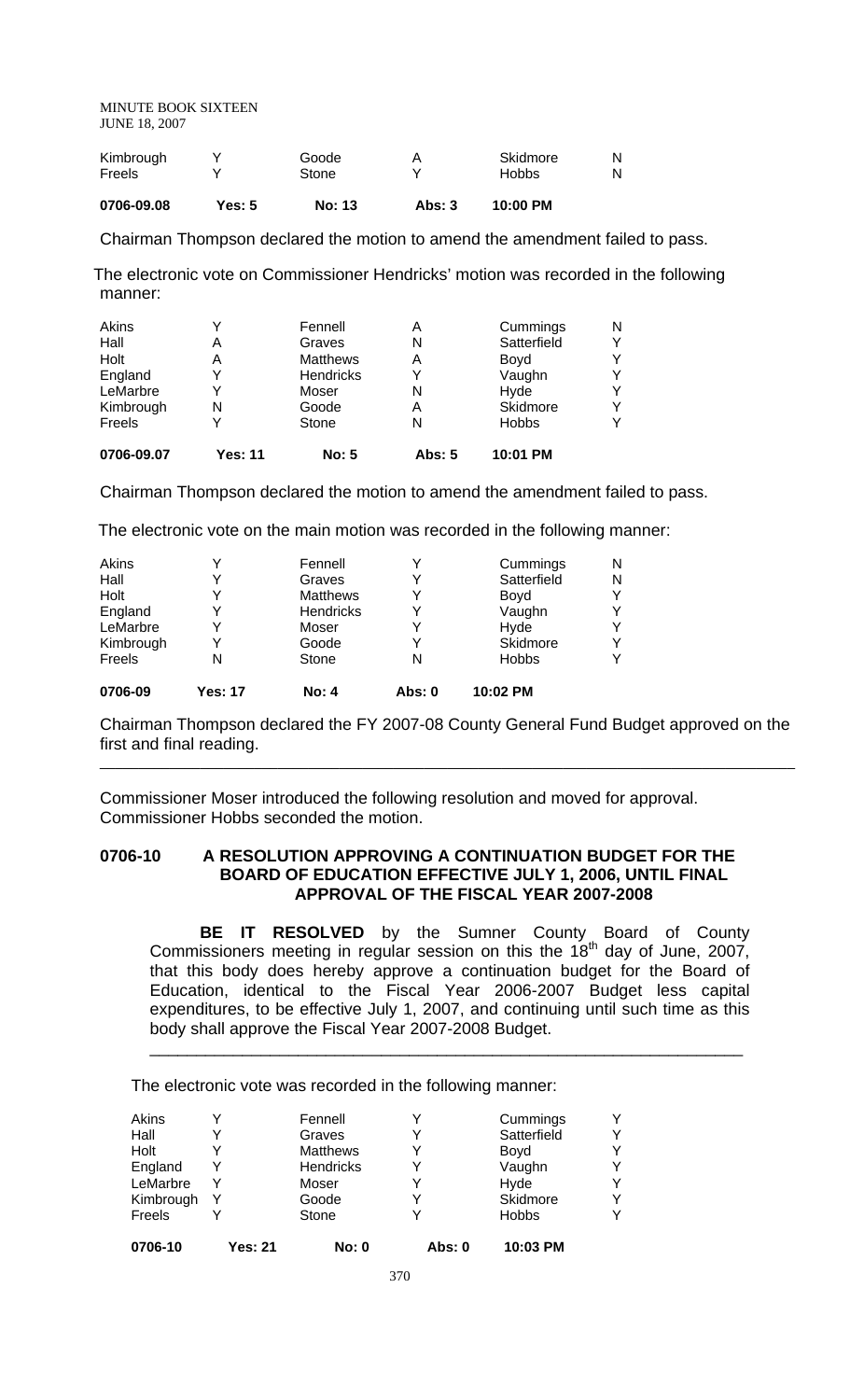| | | | | | |
|---|---|---|---|---|---|
| Kimbrough | Y | Goode | A | Skidmore | N |
| Freels | Y | Stone | Y | Hobbs | N |
| **0706-09.08** | **Yes: 5** | **No: 13** | **Abs: 3** | **10:00 PM** | |

Chairman Thompson declared the motion to amend the amendment failed to pass.

The electronic vote on Commissioner Hendricks' motion was recorded in the following manner:

| | | | | | |
|---|---|---|---|---|---|
| Akins | Y | Fennell | A | Cummings | N |
| Hall | A | Graves | N | Satterfield | Y |
| Holt | A | Matthews | A | Boyd | Y |
| England | Y | Hendricks | Y | Vaughn | Y |
| LeMarbre | Y | Moser | N | Hyde | Y |
| Kimbrough | N | Goode | A | Skidmore | Y |
| Freels | Y | Stone | N | Hobbs | Y |
| **0706-09.07** | **Yes: 11** | **No: 5** | **Abs: 5** | **10:01 PM** | |

Chairman Thompson declared the motion to amend the amendment failed to pass.

The electronic vote on the main motion was recorded in the following manner:

| | | | | | |
|---|---|---|---|---|---|
| Akins | Y | Fennell | Y | Cummings | N |
| Hall | Y | Graves | Y | Satterfield | N |
| Holt | Y | Matthews | Y | Boyd | Y |
| England | Y | Hendricks | Y | Vaughn | Y |
| LeMarbre | Y | Moser | Y | Hyde | Y |
| Kimbrough | Y | Goode | Y | Skidmore | Y |
| Freels | N | Stone | N | Hobbs | Y |
| **0706-09** | **Yes: 17** | **No: 4** | **Abs: 0** | **10:02 PM** | |

Chairman Thompson declared the FY 2007-08 County General Fund Budget approved on the first and final reading.

---

Commissioner Moser introduced the following resolution and moved for approval. Commissioner Hobbs seconded the motion.

**0706-10 A RESOLUTION APPROVING A CONTINUATION BUDGET FOR THE BOARD OF EDUCATION EFFECTIVE JULY 1, 2006, UNTIL FINAL APPROVAL OF THE FISCAL YEAR 2007-2008**

**BE IT RESOLVED** by the Sumner County Board of County Commissioners meeting in regular session on this the 18th day of June, 2007, that this body does hereby approve a continuation budget for the Board of Education, identical to the Fiscal Year 2006-2007 Budget less capital expenditures, to be effective July 1, 2007, and continuing until such time as this body shall approve the Fiscal Year 2007-2008 Budget.

---

The electronic vote was recorded in the following manner:

| | | | | | |
|---|---|---|---|---|---|
| Akins | Y | Fennell | Y | Cummings | Y |
| Hall | Y | Graves | Y | Satterfield | Y |
| Holt | Y | Matthews | Y | Boyd | Y |
| England | Y | Hendricks | Y | Vaughn | Y |
| LeMarbre | Y | Moser | Y | Hyde | Y |
| Kimbrough | Y | Goode | Y | Skidmore | Y |
| Freels | Y | Stone | Y | Hobbs | Y |
| **0706-10** | **Yes: 21** | **No: 0** | **Abs: 0** | **10:03 PM** | |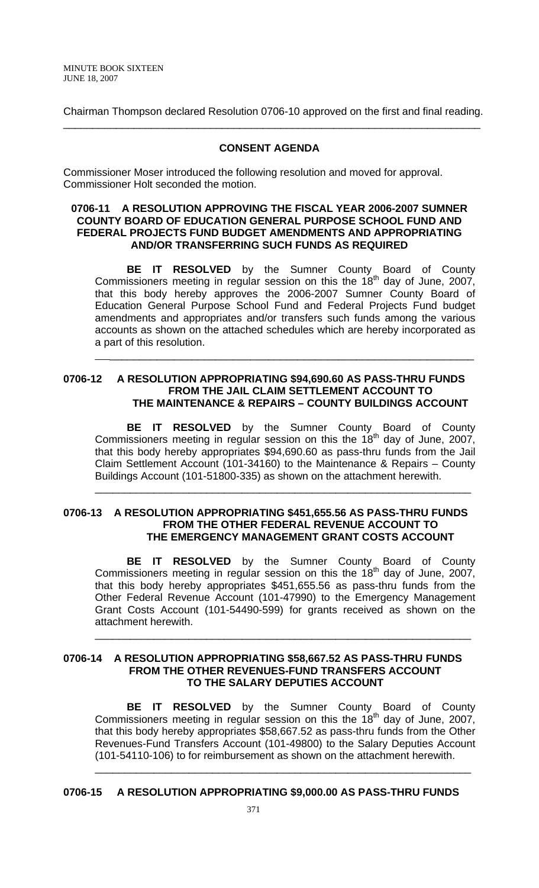Chairman Thompson declared Resolution 0706-10 approved on the first and final reading.

---

**CONSENT AGENDA**

Commissioner Moser introduced the following resolution and moved for approval. Commissioner Holt seconded the motion.

**0706-11 A RESOLUTION APPROVING THE FISCAL YEAR 2006-2007 SUMNER COUNTY BOARD OF EDUCATION GENERAL PURPOSE SCHOOL FUND AND FEDERAL PROJECTS FUND BUDGET AMENDMENTS AND APPROPRIATING AND/OR TRANSFERRING SUCH FUNDS AS REQUIRED**

**BE IT RESOLVED** by the Sumner County Board of County Commissioners meeting in regular session on this the 18th day of June, 2007, that this body hereby approves the 2006-2007 Sumner County Board of Education General Purpose School Fund and Federal Projects Fund budget amendments and appropriates and/or transfers such funds among the various accounts as shown on the attached schedules which are hereby incorporated as a part of this resolution.

---

**0706-12 A RESOLUTION APPROPRIATING $94,690.60 AS PASS-THRU FUNDS FROM THE JAIL CLAIM SETTLEMENT ACCOUNT TO THE MAINTENANCE & REPAIRS – COUNTY BUILDINGS ACCOUNT**

**BE IT RESOLVED** by the Sumner County Board of County Commissioners meeting in regular session on this the 18th day of June, 2007, that this body hereby appropriates $94,690.60 as pass-thru funds from the Jail Claim Settlement Account (101-34160) to the Maintenance & Repairs – County Buildings Account (101-51800-335) as shown on the attachment herewith.

---

**0706-13 A RESOLUTION APPROPRIATING $451,655.56 AS PASS-THRU FUNDS FROM THE OTHER FEDERAL REVENUE ACCOUNT TO THE EMERGENCY MANAGEMENT GRANT COSTS ACCOUNT**

**BE IT RESOLVED** by the Sumner County Board of County Commissioners meeting in regular session on this the 18th day of June, 2007, that this body hereby appropriates $451,655.56 as pass-thru funds from the Other Federal Revenue Account (101-47990) to the Emergency Management Grant Costs Account (101-54490-599) for grants received as shown on the attachment herewith.

---

**0706-14 A RESOLUTION APPROPRIATING $58,667.52 AS PASS-THRU FUNDS FROM THE OTHER REVENUES-FUND TRANSFERS ACCOUNT TO THE SALARY DEPUTIES ACCOUNT**

**BE IT RESOLVED** by the Sumner County Board of County Commissioners meeting in regular session on this the 18th day of June, 2007, that this body hereby appropriates $58,667.52 as pass-thru funds from the Other Revenues-Fund Transfers Account (101-49800) to the Salary Deputies Account (101-54110-106) to for reimbursement as shown on the attachment herewith.

---

**0706-15 A RESOLUTION APPROPRIATING $9,000.00 AS PASS-THRU FUNDS**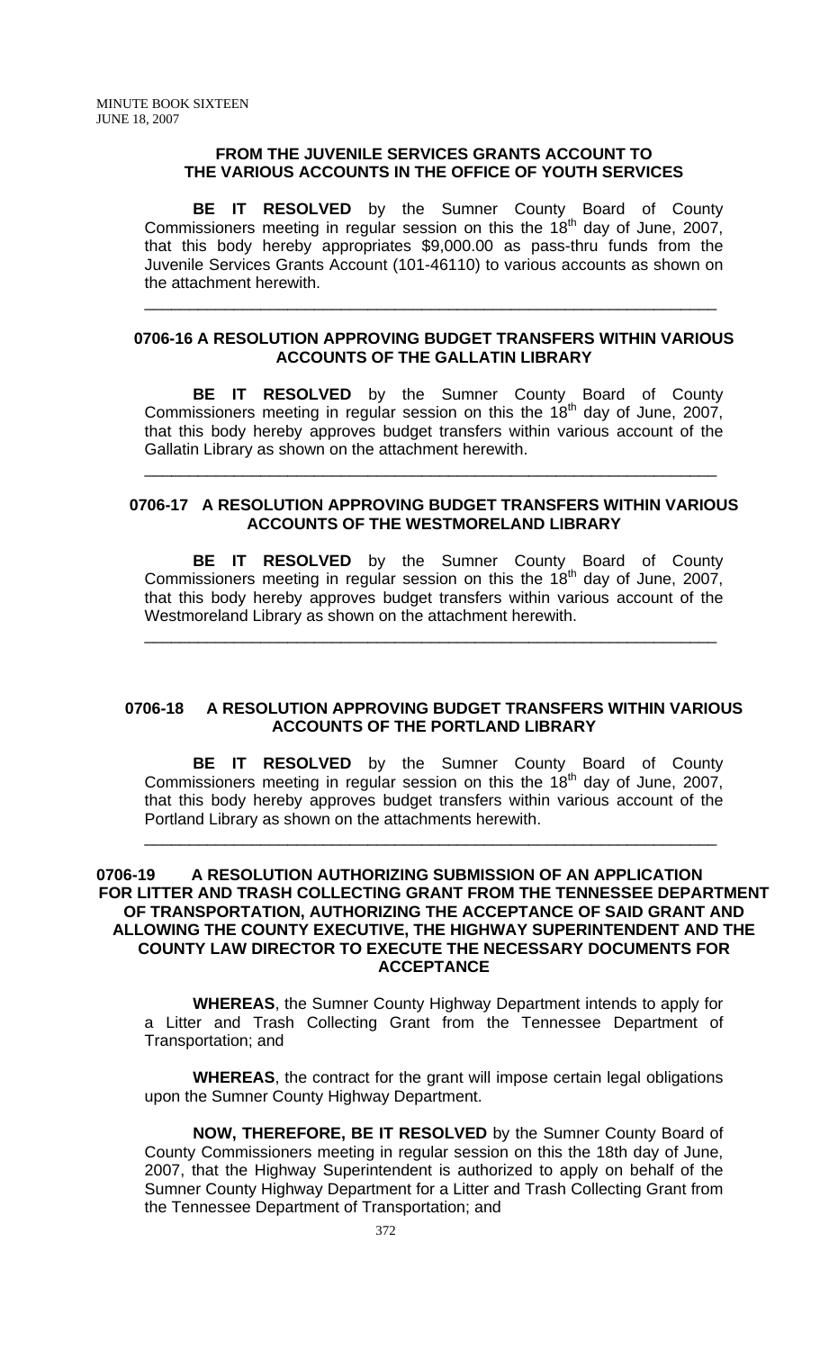**FROM THE JUVENILE SERVICES GRANTS ACCOUNT TO THE VARIOUS ACCOUNTS IN THE OFFICE OF YOUTH SERVICES**

**BE IT RESOLVED** by the Sumner County Board of County Commissioners meeting in regular session on this the 18th day of June, 2007, that this body hereby appropriates $9,000.00 as pass-thru funds from the Juvenile Services Grants Account (101-46110) to various accounts as shown on the attachment herewith.

---

**0706-16 A RESOLUTION APPROVING BUDGET TRANSFERS WITHIN VARIOUS ACCOUNTS OF THE GALLATIN LIBRARY**

**BE IT RESOLVED** by the Sumner County Board of County Commissioners meeting in regular session on this the 18th day of June, 2007, that this body hereby approves budget transfers within various account of the Gallatin Library as shown on the attachment herewith.

---

**0706-17 A RESOLUTION APPROVING BUDGET TRANSFERS WITHIN VARIOUS ACCOUNTS OF THE WESTMORELAND LIBRARY**

**BE IT RESOLVED** by the Sumner County Board of County Commissioners meeting in regular session on this the 18th day of June, 2007, that this body hereby approves budget transfers within various account of the Westmoreland Library as shown on the attachment herewith.

---

**0706-18 A RESOLUTION APPROVING BUDGET TRANSFERS WITHIN VARIOUS ACCOUNTS OF THE PORTLAND LIBRARY**

**BE IT RESOLVED** by the Sumner County Board of County Commissioners meeting in regular session on this the 18th day of June, 2007, that this body hereby approves budget transfers within various account of the Portland Library as shown on the attachments herewith.

---

**0706-19 A RESOLUTION AUTHORIZING SUBMISSION OF AN APPLICATION FOR LITTER AND TRASH COLLECTING GRANT FROM THE TENNESSEE DEPARTMENT OF TRANSPORTATION, AUTHORIZING THE ACCEPTANCE OF SAID GRANT AND ALLOWING THE COUNTY EXECUTIVE, THE HIGHWAY SUPERINTENDENT AND THE COUNTY LAW DIRECTOR TO EXECUTE THE NECESSARY DOCUMENTS FOR ACCEPTANCE**

**WHEREAS**, the Sumner County Highway Department intends to apply for a Litter and Trash Collecting Grant from the Tennessee Department of Transportation; and

**WHEREAS**, the contract for the grant will impose certain legal obligations upon the Sumner County Highway Department.

**NOW, THEREFORE, BE IT RESOLVED** by the Sumner County Board of County Commissioners meeting in regular session on this the 18th day of June, 2007, that the Highway Superintendent is authorized to apply on behalf of the Sumner County Highway Department for a Litter and Trash Collecting Grant from the Tennessee Department of Transportation; and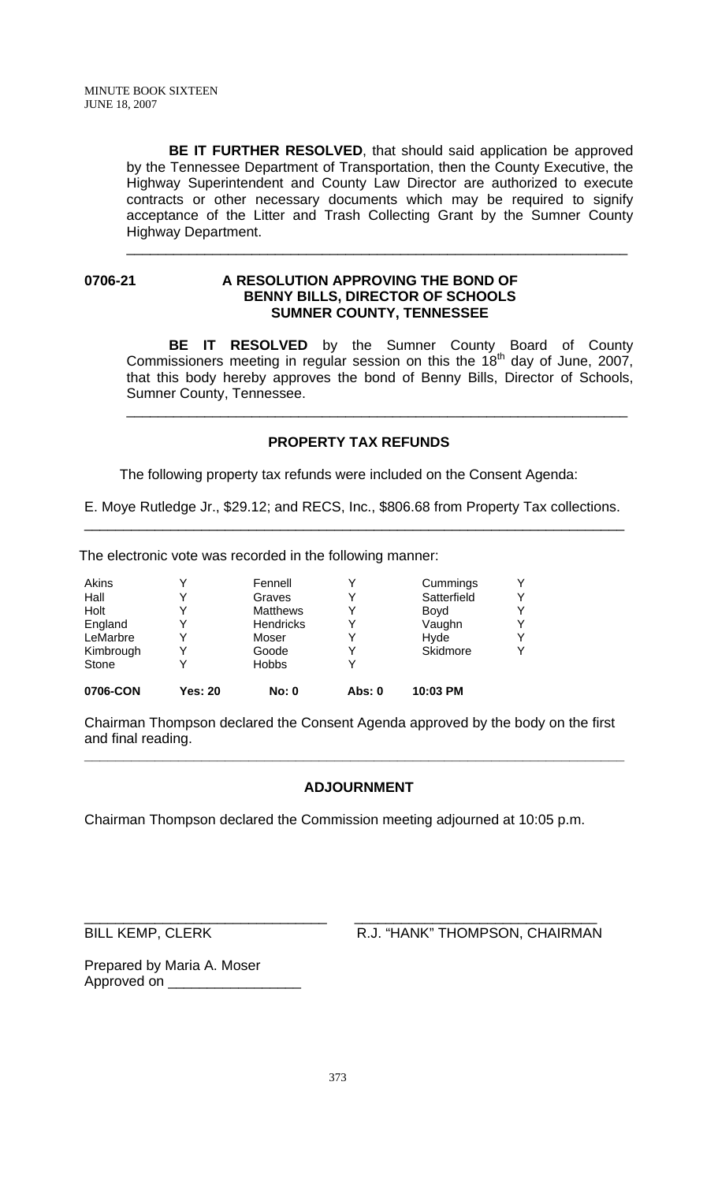**BE IT FURTHER RESOLVED**, that should said application be approved by the Tennessee Department of Transportation, then the County Executive, the Highway Superintendent and County Law Director are authorized to execute contracts or other necessary documents which may be required to signify acceptance of the Litter and Trash Collecting Grant by the Sumner County Highway Department.

---

**0706-21 A RESOLUTION APPROVING THE BOND OF BENNY BILLS, DIRECTOR OF SCHOOLS SUMNER COUNTY, TENNESSEE**

**BE IT RESOLVED** by the Sumner County Board of County Commissioners meeting in regular session on this the 18th day of June, 2007, that this body hereby approves the bond of Benny Bills, Director of Schools, Sumner County, Tennessee.

---

**PROPERTY TAX REFUNDS**

The following property tax refunds were included on the Consent Agenda:

E. Moye Rutledge Jr., $29.12; and RECS, Inc., $806.68 from Property Tax collections.

---

The electronic vote was recorded in the following manner:

| | | | | | |
|---|---|---|---|---|---|
| Akins | Y | Fennell | Y | Cummings | Y |
| Hall | Y | Graves | Y | Satterfield | Y |
| Holt | Y | Matthews | Y | Boyd | Y |
| England | Y | Hendricks | Y | Vaughn | Y |
| LeMarbre | Y | Moser | Y | Hyde | Y |
| Kimbrough | Y | Goode | Y | Skidmore | Y |
| Stone | Y | Hobbs | Y | | |
| **0706-CON** | **Yes: 20** | **No: 0** | **Abs: 0** | **10:03 PM** | |

Chairman Thompson declared the Consent Agenda approved by the body on the first and final reading.

---

**ADJOURNMENT**

Chairman Thompson declared the Commission meeting adjourned at 10:05 p.m.

\_\_\_\_\_\_\_\_\_\_\_\_\_\_\_\_\_\_\_\_\_\_\_\_\_\_\_\_\_\_ \_\_\_\_\_\_\_\_\_\_\_\_\_\_\_\_\_\_\_\_\_\_\_\_\_\_\_\_\_\_

BILL KEMP, CLERK R.J. "HANK" THOMPSON, CHAIRMAN

Prepared by Maria A. Moser
Approved on \_\_\_\_\_\_\_\_\_\_\_\_\_\_\_\_